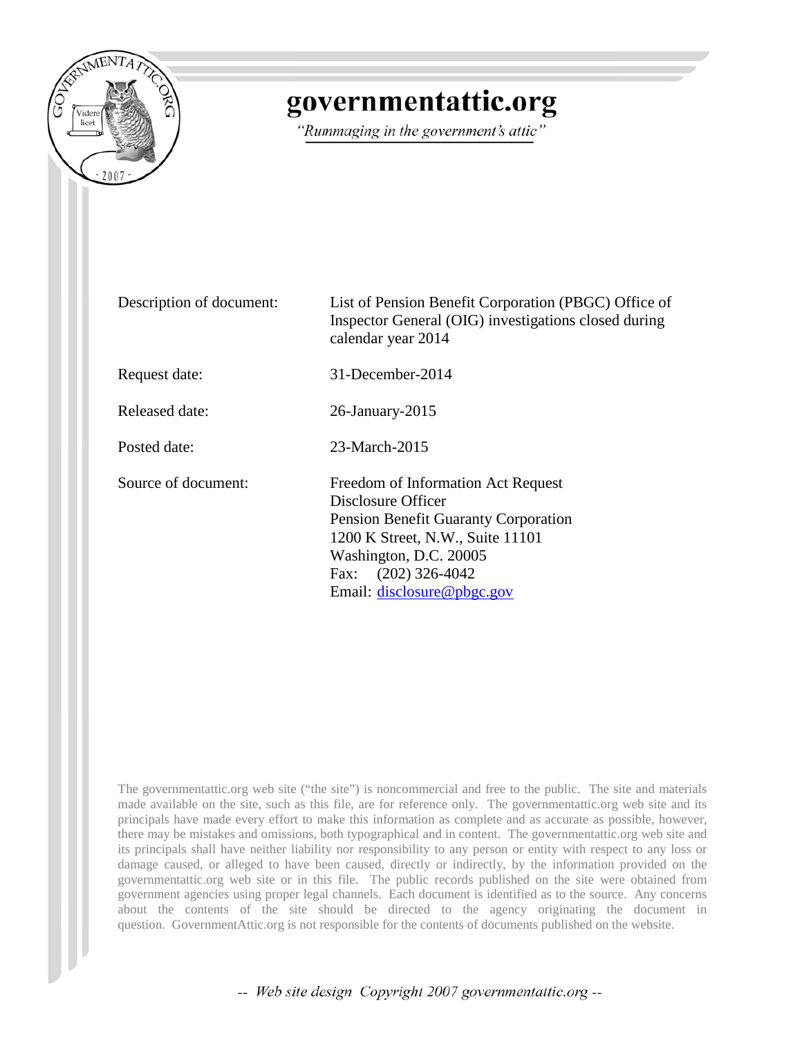# governmentattic.org

*"Rummaging in the government's attic"*

| | |
|---|---|
| Description of document: | List of Pension Benefit Corporation (PBGC) Office of Inspector General (OIG) investigations closed during calendar year 2014 |
| Request date: | 31-December-2014 |
| Released date: | 26-January-2015 |
| Posted date: | 23-March-2015 |
| Source of document: | Freedom of Information Act Request<br>Disclosure Officer<br>Pension Benefit Guaranty Corporation<br>1200 K Street, N.W., Suite 11101<br>Washington, D.C. 20005<br>Fax: (202) 326-4042<br>Email: disclosure@pbgc.gov |

The governmentattic.org web site ("the site") is noncommercial and free to the public. The site and materials made available on the site, such as this file, are for reference only. The governmentattic.org web site and its principals have made every effort to make this information as complete and as accurate as possible, however, there may be mistakes and omissions, both typographical and in content. The governmentattic.org web site and its principals shall have neither liability nor responsibility to any person or entity with respect to any loss or damage caused, or alleged to have been caused, directly or indirectly, by the information provided on the governmentattic.org web site or in this file. The public records published on the site were obtained from government agencies using proper legal channels. Each document is identified as to the source. Any concerns about the contents of the site should be directed to the agency originating the document in question. GovernmentAttic.org is not responsible for the contents of documents published on the website.

-- Web site design Copyright 2007 governmentattic.org --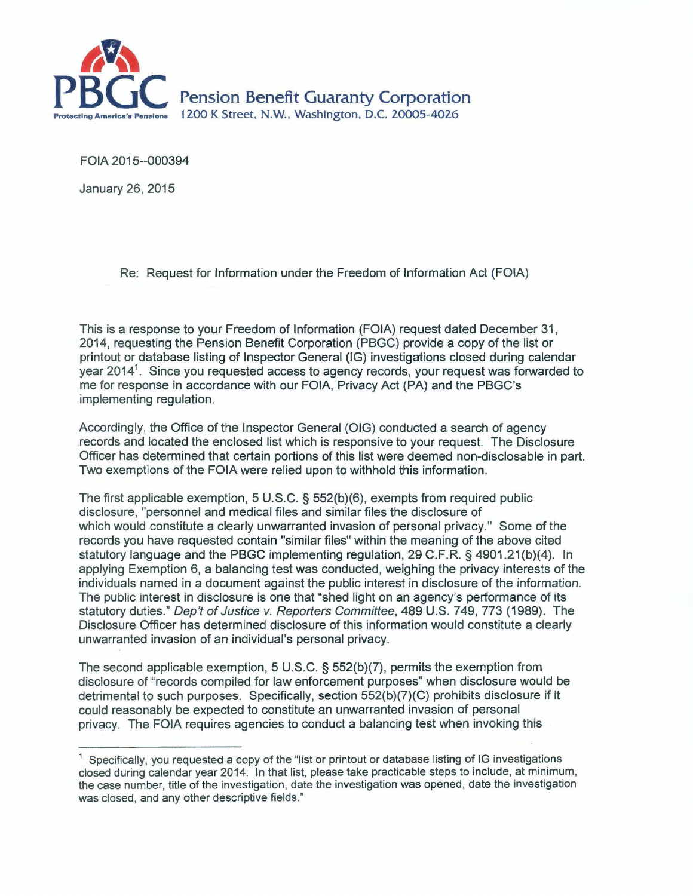Pension Benefit Guaranty Corporation
1200 K Street, N.W., Washington, D.C. 20005-4026

FOIA 2015--000394

January 26, 2015

Re: Request for Information under the Freedom of Information Act (FOIA)

This is a response to your Freedom of Information (FOIA) request dated December 31, 2014, requesting the Pension Benefit Corporation (PBGC) provide a copy of the list or printout or database listing of Inspector General (IG) investigations closed during calendar year 2014[1]. Since you requested access to agency records, your request was forwarded to me for response in accordance with our FOIA, Privacy Act (PA) and the PBGC's implementing regulation.

Accordingly, the Office of the Inspector General (OIG) conducted a search of agency records and located the enclosed list which is responsive to your request. The Disclosure Officer has determined that certain portions of this list were deemed non-disclosable in part. Two exemptions of the FOIA were relied upon to withhold this information.

The first applicable exemption, 5 U.S.C. § 552(b)(6), exempts from required public disclosure, "personnel and medical files and similar files the disclosure of which would constitute a clearly unwarranted invasion of personal privacy." Some of the records you have requested contain "similar files" within the meaning of the above cited statutory language and the PBGC implementing regulation, 29 C.F.R. § 4901.21(b)(4). In applying Exemption 6, a balancing test was conducted, weighing the privacy interests of the individuals named in a document against the public interest in disclosure of the information. The public interest in disclosure is one that "shed light on an agency's performance of its statutory duties." *Dep't of Justice v. Reporters Committee*, 489 U.S. 749, 773 (1989). The Disclosure Officer has determined disclosure of this information would constitute a clearly unwarranted invasion of an individual's personal privacy.

The second applicable exemption, 5 U.S.C. § 552(b)(7), permits the exemption from disclosure of "records compiled for law enforcement purposes" when disclosure would be detrimental to such purposes. Specifically, section 552(b)(7)(C) prohibits disclosure if it could reasonably be expected to constitute an unwarranted invasion of personal privacy. The FOIA requires agencies to conduct a balancing test when invoking this

[1] Specifically, you requested a copy of the "list or printout or database listing of IG investigations closed during calendar year 2014. In that list, please take practicable steps to include, at minimum, the case number, title of the investigation, date the investigation was opened, date the investigation was closed, and any other descriptive fields."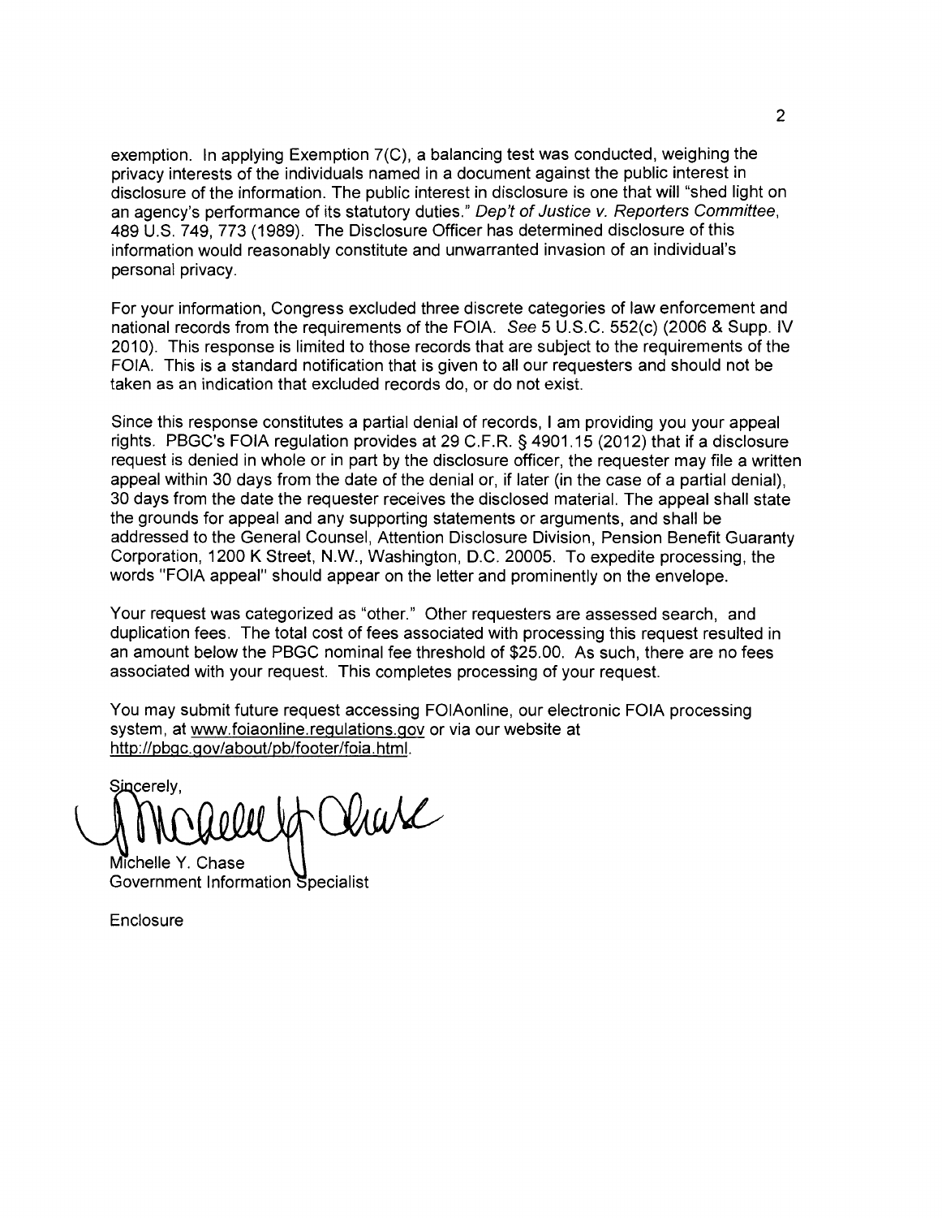exemption. In applying Exemption 7(C), a balancing test was conducted, weighing the privacy interests of the individuals named in a document against the public interest in disclosure of the information. The public interest in disclosure is one that will "shed light on an agency's performance of its statutory duties." *Dep't of Justice v. Reporters Committee*, 489 U.S. 749, 773 (1989). The Disclosure Officer has determined disclosure of this information would reasonably constitute and unwarranted invasion of an individual's personal privacy.

For your information, Congress excluded three discrete categories of law enforcement and national records from the requirements of the FOIA. *See* 5 U.S.C. 552(c) (2006 & Supp. IV 2010). This response is limited to those records that are subject to the requirements of the FOIA. This is a standard notification that is given to all our requesters and should not be taken as an indication that excluded records do, or do not exist.

Since this response constitutes a partial denial of records, I am providing you your appeal rights. PBGC's FOIA regulation provides at 29 C.F.R. § 4901.15 (2012) that if a disclosure request is denied in whole or in part by the disclosure officer, the requester may file a written appeal within 30 days from the date of the denial or, if later (in the case of a partial denial), 30 days from the date the requester receives the disclosed material. The appeal shall state the grounds for appeal and any supporting statements or arguments, and shall be addressed to the General Counsel, Attention Disclosure Division, Pension Benefit Guaranty Corporation, 1200 K Street, N.W., Washington, D.C. 20005. To expedite processing, the words "FOIA appeal" should appear on the letter and prominently on the envelope.

Your request was categorized as "other." Other requesters are assessed search, and duplication fees. The total cost of fees associated with processing this request resulted in an amount below the PBGC nominal fee threshold of $25.00. As such, there are no fees associated with your request. This completes processing of your request.

You may submit future request accessing FOIAonline, our electronic FOIA processing system, at www.foiaonline.regulations.gov or via our website at http://pbgc.gov/about/pb/footer/foia.html.

Sincerely,

Michelle Y. Chase
Government Information Specialist

Enclosure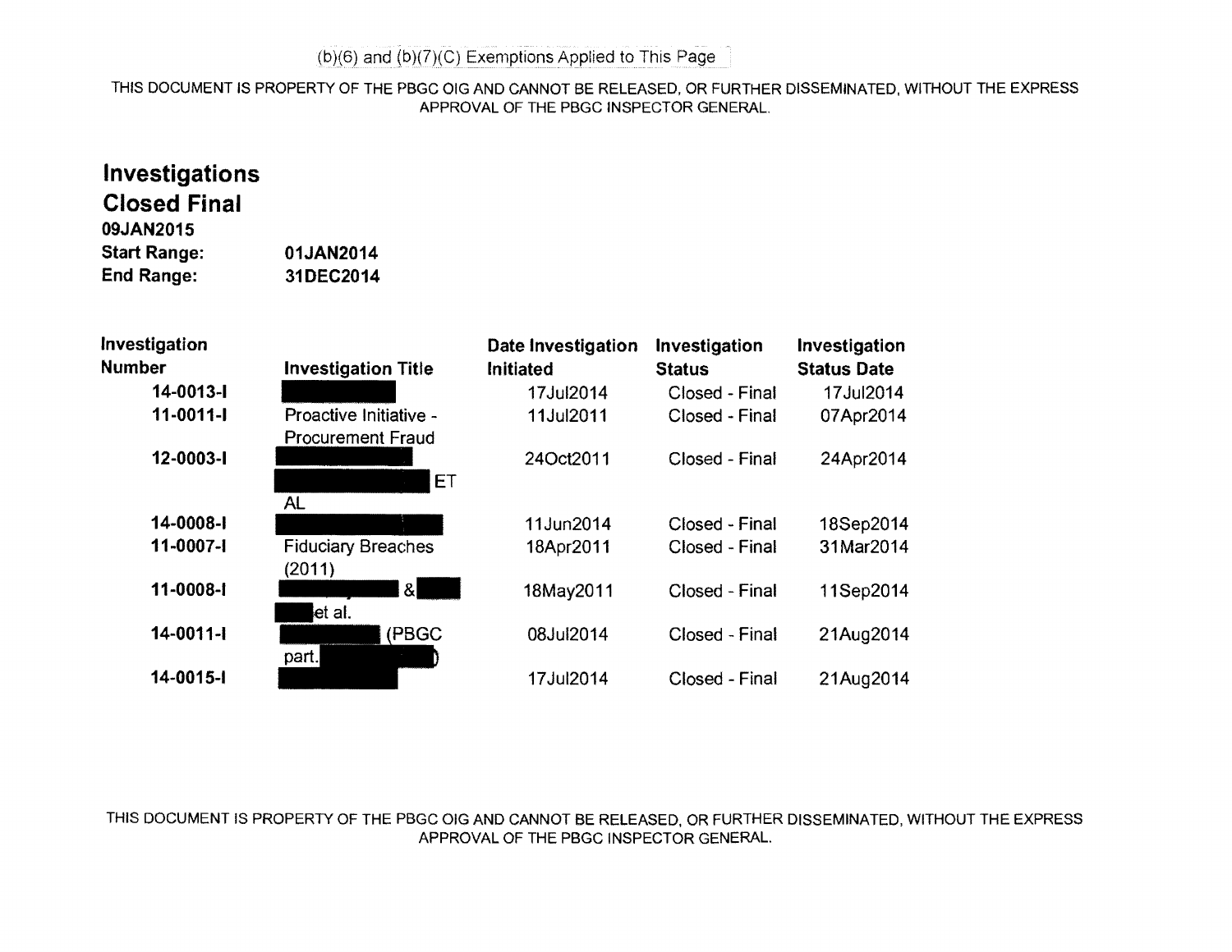(b)(6) and (b)(7)(C) Exemptions Applied to This Page

THIS DOCUMENT IS PROPERTY OF THE PBGC OIG AND CANNOT BE RELEASED, OR FURTHER DISSEMINATED, WITHOUT THE EXPRESS APPROVAL OF THE PBGC INSPECTOR GENERAL.

# Investigations
## Closed Final

**09JAN2015**

**Start Range:** 01JAN2014

**End Range:** 31DEC2014

| Investigation Number | Investigation Title | Date Investigation Initiated | Investigation Status | Investigation Status Date |
|---|---|---|---|---|
| 14-0013-I | [redacted] | 17Jul2014 | Closed - Final | 17Jul2014 |
| 11-0011-I | Proactive Initiative - Procurement Fraud | 11Jul2011 | Closed - Final | 07Apr2014 |
| 12-0003-I | [redacted] [redacted] ET AL | 24Oct2011 | Closed - Final | 24Apr2014 |
| 14-0008-I | [redacted] | 11Jun2014 | Closed - Final | 18Sep2014 |
| 11-0007-I | Fiduciary Breaches (2011) | 18Apr2011 | Closed - Final | 31Mar2014 |
| 11-0008-I | [redacted] & [redacted] [redacted] et al. | 18May2011 | Closed - Final | 11Sep2014 |
| 14-0011-I | [redacted] (PBGC part. [redacted]) | 08Jul2014 | Closed - Final | 21Aug2014 |
| 14-0015-I | [redacted] | 17Jul2014 | Closed - Final | 21Aug2014 |

THIS DOCUMENT IS PROPERTY OF THE PBGC OIG AND CANNOT BE RELEASED, OR FURTHER DISSEMINATED, WITHOUT THE EXPRESS APPROVAL OF THE PBGC INSPECTOR GENERAL.